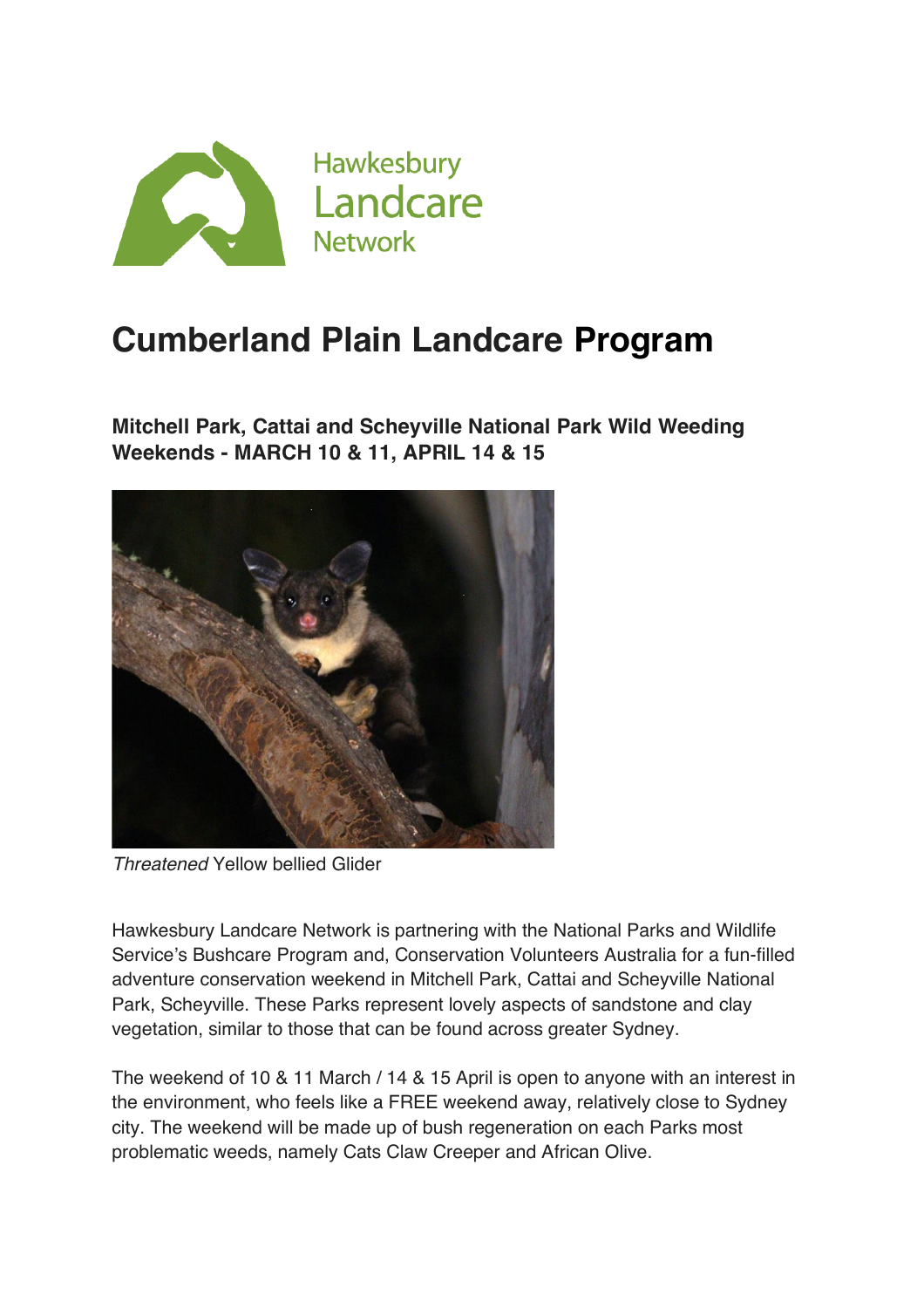Hawkesbury Landcare Network

# Cumberland Plain Landcare Program

### Mitchell Park, Cattai and Scheyville National Park Wild Weeding Weekends - MARCH 10 & 11, APRIL 14 & 15

*Threatened* Yellow bellied Glider

Hawkesbury Landcare Network is partnering with the National Parks and Wildlife Service's Bushcare Program and, Conservation Volunteers Australia for a fun-filled adventure conservation weekend in Mitchell Park, Cattai and Scheyville National Park, Scheyville. These Parks represent lovely aspects of sandstone and clay vegetation, similar to those that can be found across greater Sydney.

The weekend of 10 & 11 March / 14 & 15 April is open to anyone with an interest in the environment, who feels like a FREE weekend away, relatively close to Sydney city. The weekend will be made up of bush regeneration on each Parks most problematic weeds, namely Cats Claw Creeper and African Olive.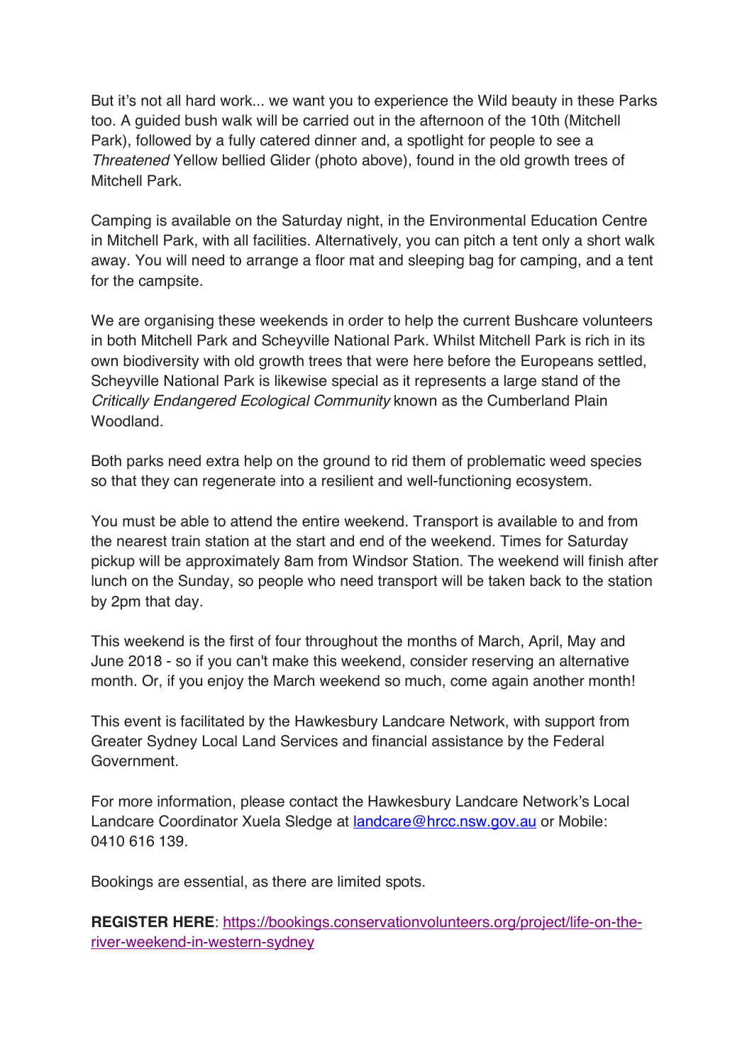But it's not all hard work... we want you to experience the Wild beauty in these Parks too. A guided bush walk will be carried out in the afternoon of the 10th (Mitchell Park), followed by a fully catered dinner and, a spotlight for people to see a *Threatened* Yellow bellied Glider (photo above), found in the old growth trees of Mitchell Park.

Camping is available on the Saturday night, in the Environmental Education Centre in Mitchell Park, with all facilities. Alternatively, you can pitch a tent only a short walk away. You will need to arrange a floor mat and sleeping bag for camping, and a tent for the campsite.

We are organising these weekends in order to help the current Bushcare volunteers in both Mitchell Park and Scheyville National Park. Whilst Mitchell Park is rich in its own biodiversity with old growth trees that were here before the Europeans settled, Scheyville National Park is likewise special as it represents a large stand of the *Critically Endangered Ecological Community* known as the Cumberland Plain Woodland.

Both parks need extra help on the ground to rid them of problematic weed species so that they can regenerate into a resilient and well-functioning ecosystem.

You must be able to attend the entire weekend. Transport is available to and from the nearest train station at the start and end of the weekend. Times for Saturday pickup will be approximately 8am from Windsor Station. The weekend will finish after lunch on the Sunday, so people who need transport will be taken back to the station by 2pm that day.

This weekend is the first of four throughout the months of March, April, May and June 2018 - so if you can't make this weekend, consider reserving an alternative month. Or, if you enjoy the March weekend so much, come again another month!

This event is facilitated by the Hawkesbury Landcare Network, with support from Greater Sydney Local Land Services and financial assistance by the Federal Government.

For more information, please contact the Hawkesbury Landcare Network's Local Landcare Coordinator Xuela Sledge at [landcare@hrcc.nsw.gov.au](mailto:landcare@hrcc.nsw.gov.au) or Mobile: 0410 616 139.

Bookings are essential, as there are limited spots.

**REGISTER HERE**: [https://bookings.conservationvolunteers.org/project/life-on-the-river-weekend-in-western-sydney](https://bookings.conservationvolunteers.org/project/life-on-the-river-weekend-in-western-sydney)